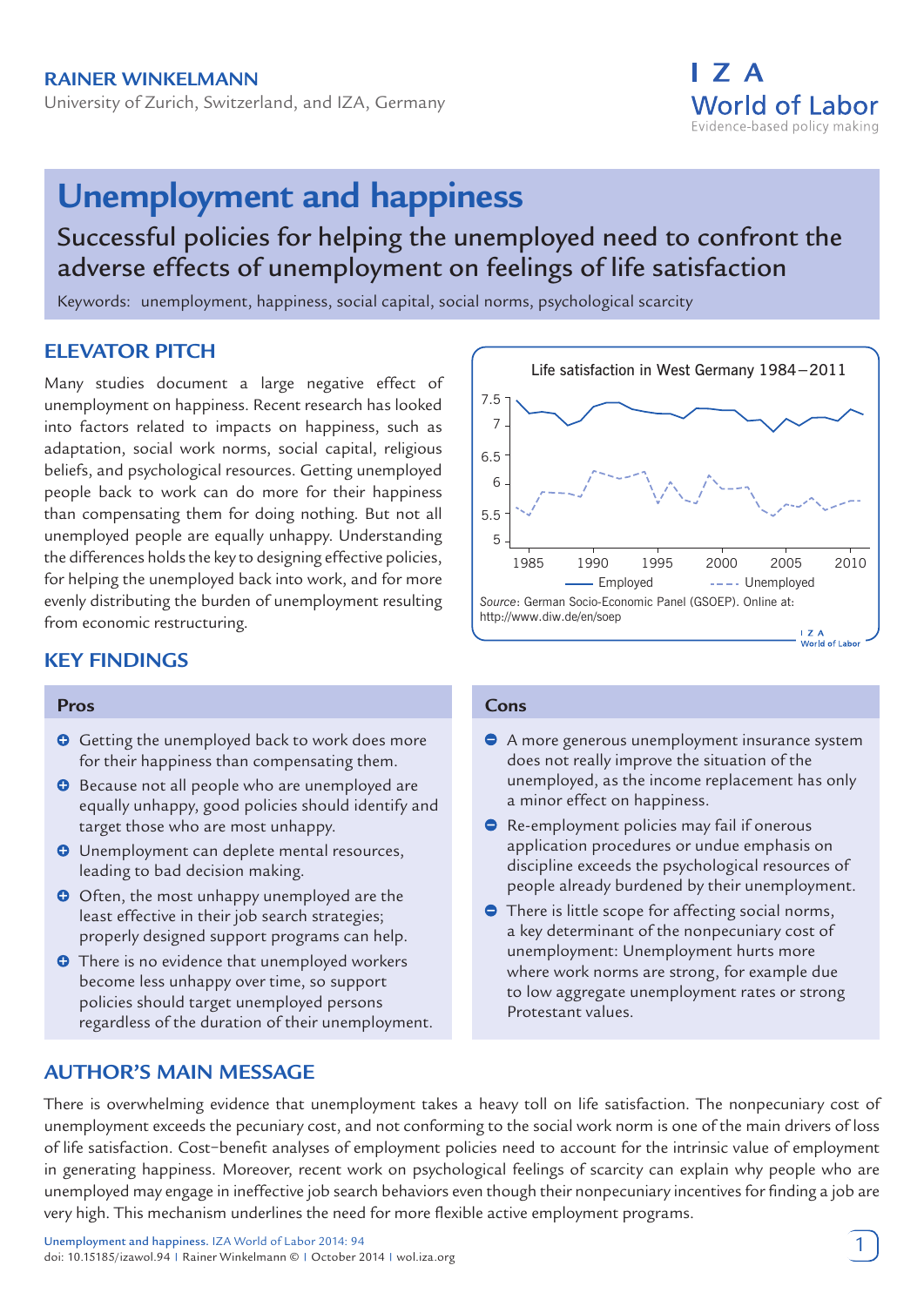RAINER WINKELMANN

University of Zurich, Switzerland, and IZA, Germany

# Unemployment and happiness

## Successful policies for helping the unemployed need to confront the adverse effects of unemployment on feelings of life satisfaction

Keywords: unemployment, happiness, social capital, social norms, psychological scarcity

## ELEVATOR PITCH

Many studies document a large negative effect of unemployment on happiness. Recent research has looked into factors related to impacts on happiness, such as adaptation, social work norms, social capital, religious beliefs, and psychological resources. Getting unemployed people back to work can do more for their happiness than compensating them for doing nothing. But not all unemployed people are equally unhappy. Understanding the differences holds the key to designing effective policies, for helping the unemployed back into work, and for more evenly distributing the burden of unemployment resulting from economic restructuring.

Life satisfaction in West Germany 1984–2011

*Source*: German Socio-Economic Panel (GSOEP). Online at: http://www.diw.de/en/soep

## KEY FINDINGS

### Pros

- Getting the unemployed back to work does more for their happiness than compensating them.
- Because not all people who are unemployed are equally unhappy, good policies should identify and target those who are most unhappy.
- Unemployment can deplete mental resources, leading to bad decision making.
- Often, the most unhappy unemployed are the least effective in their job search strategies; properly designed support programs can help.
- There is no evidence that unemployed workers become less unhappy over time, so support policies should target unemployed persons regardless of the duration of their unemployment.

### Cons

- A more generous unemployment insurance system does not really improve the situation of the unemployed, as the income replacement has only a minor effect on happiness.
- Re-employment policies may fail if onerous application procedures or undue emphasis on discipline exceeds the psychological resources of people already burdened by their unemployment.
- There is little scope for affecting social norms, a key determinant of the nonpecuniary cost of unemployment: Unemployment hurts more where work norms are strong, for example due to low aggregate unemployment rates or strong Protestant values.

## AUTHOR'S MAIN MESSAGE

There is overwhelming evidence that unemployment takes a heavy toll on life satisfaction. The nonpecuniary cost of unemployment exceeds the pecuniary cost, and not conforming to the social work norm is one of the main drivers of loss of life satisfaction. Cost–benefit analyses of employment policies need to account for the intrinsic value of employment in generating happiness. Moreover, recent work on psychological feelings of scarcity can explain why people who are unemployed may engage in ineffective job search behaviors even though their nonpecuniary incentives for finding a job are very high. This mechanism underlines the need for more flexible active employment programs.

Unemployment and happiness. IZA World of Labor 2014: 94
doi: 10.15185/izawol.94 | Rainer Winkelmann © | October 2014 | wol.iza.org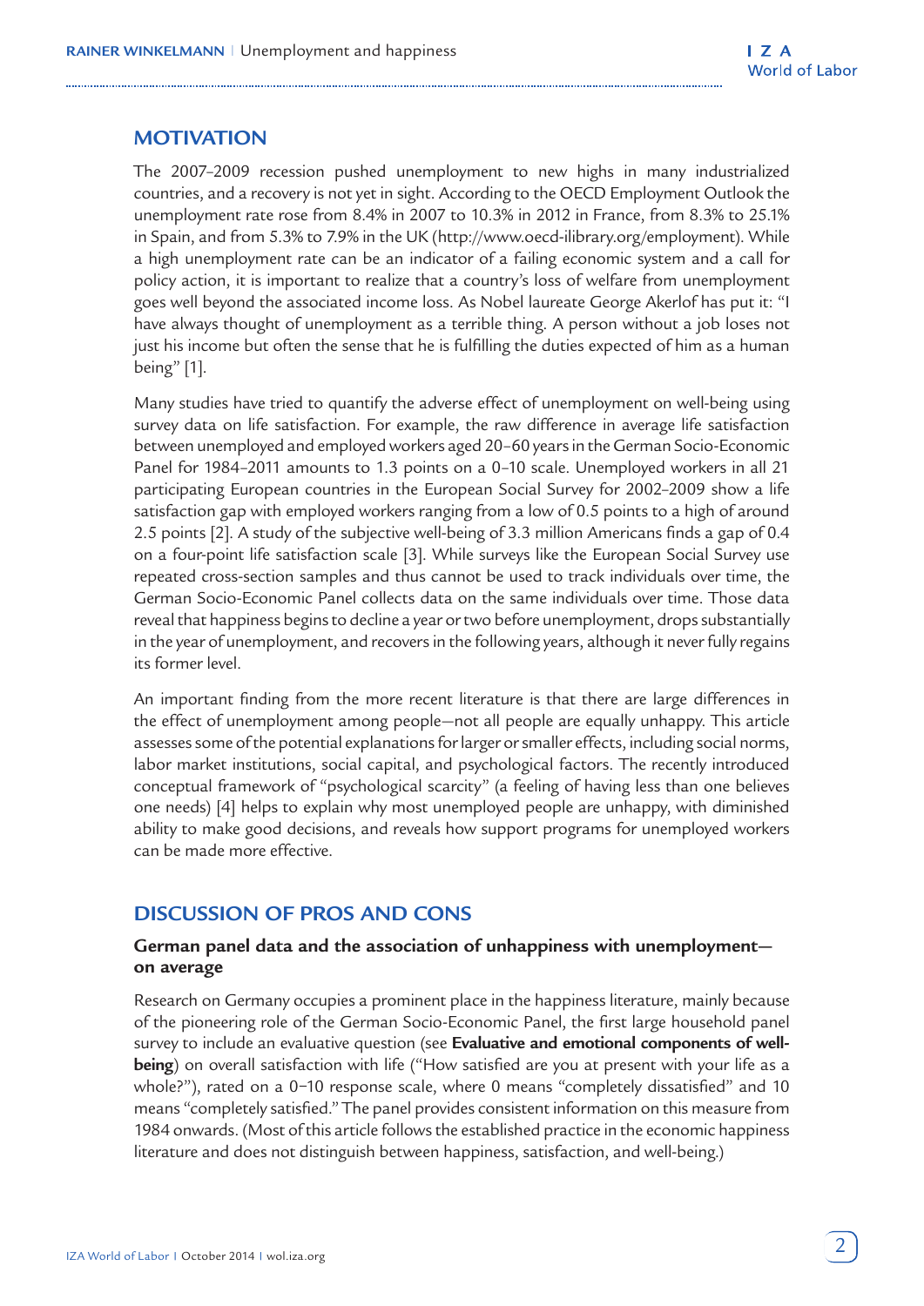## MOTIVATION

The 2007–2009 recession pushed unemployment to new highs in many industrialized countries, and a recovery is not yet in sight. According to the OECD Employment Outlook the unemployment rate rose from 8.4% in 2007 to 10.3% in 2012 in France, from 8.3% to 25.1% in Spain, and from 5.3% to 7.9% in the UK (http://www.oecd-ilibrary.org/employment). While a high unemployment rate can be an indicator of a failing economic system and a call for policy action, it is important to realize that a country's loss of welfare from unemployment goes well beyond the associated income loss. As Nobel laureate George Akerlof has put it: "I have always thought of unemployment as a terrible thing. A person without a job loses not just his income but often the sense that he is fulfilling the duties expected of him as a human being" [1].

Many studies have tried to quantify the adverse effect of unemployment on well-being using survey data on life satisfaction. For example, the raw difference in average life satisfaction between unemployed and employed workers aged 20–60 years in the German Socio-Economic Panel for 1984–2011 amounts to 1.3 points on a 0–10 scale. Unemployed workers in all 21 participating European countries in the European Social Survey for 2002–2009 show a life satisfaction gap with employed workers ranging from a low of 0.5 points to a high of around 2.5 points [2]. A study of the subjective well-being of 3.3 million Americans finds a gap of 0.4 on a four-point life satisfaction scale [3]. While surveys like the European Social Survey use repeated cross-section samples and thus cannot be used to track individuals over time, the German Socio-Economic Panel collects data on the same individuals over time. Those data reveal that happiness begins to decline a year or two before unemployment, drops substantially in the year of unemployment, and recovers in the following years, although it never fully regains its former level.

An important finding from the more recent literature is that there are large differences in the effect of unemployment among people—not all people are equally unhappy. This article assesses some of the potential explanations for larger or smaller effects, including social norms, labor market institutions, social capital, and psychological factors. The recently introduced conceptual framework of "psychological scarcity" (a feeling of having less than one believes one needs) [4] helps to explain why most unemployed people are unhappy, with diminished ability to make good decisions, and reveals how support programs for unemployed workers can be made more effective.

## DISCUSSION OF PROS AND CONS

### German panel data and the association of unhappiness with unemployment—on average

Research on Germany occupies a prominent place in the happiness literature, mainly because of the pioneering role of the German Socio-Economic Panel, the first large household panel survey to include an evaluative question (see **Evaluative and emotional components of well-being**) on overall satisfaction with life ("How satisfied are you at present with your life as a whole?"), rated on a 0–10 response scale, where 0 means "completely dissatisfied" and 10 means "completely satisfied." The panel provides consistent information on this measure from 1984 onwards. (Most of this article follows the established practice in the economic happiness literature and does not distinguish between happiness, satisfaction, and well-being.)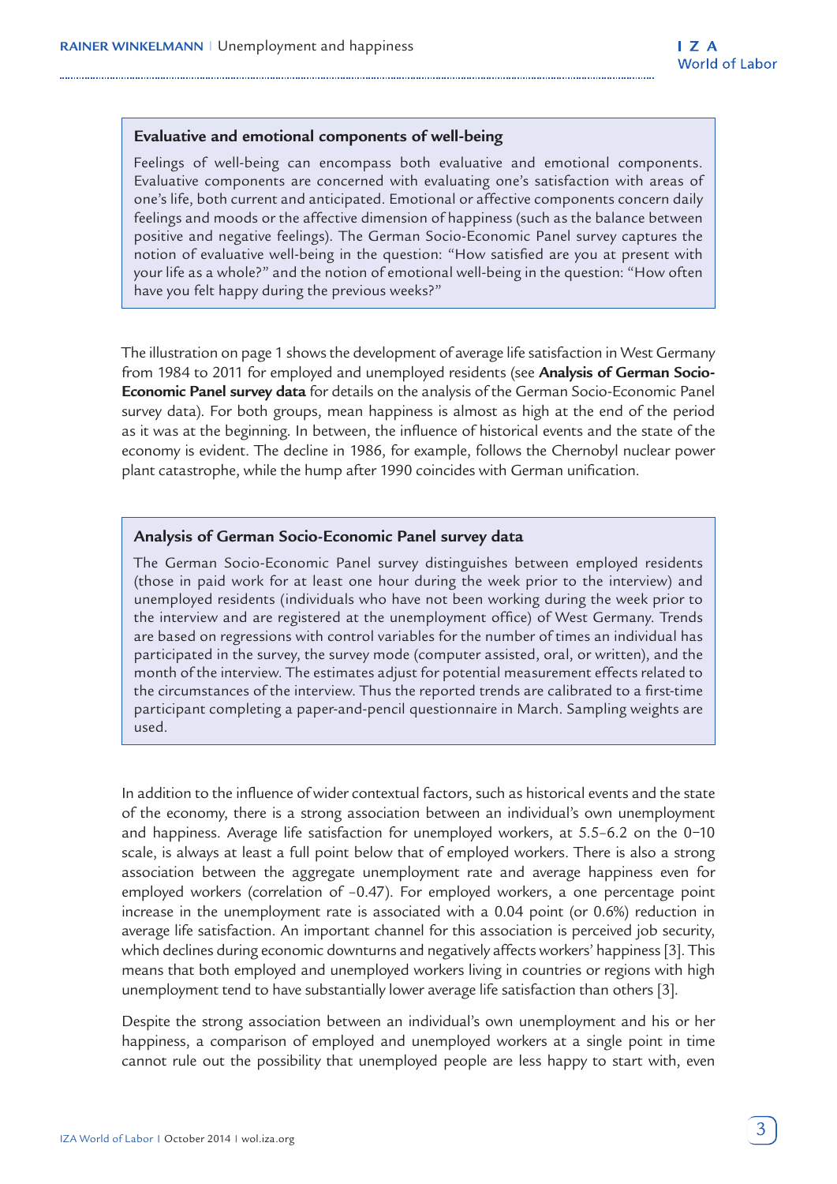### Evaluative and emotional components of well-being

Feelings of well-being can encompass both evaluative and emotional components. Evaluative components are concerned with evaluating one's satisfaction with areas of one's life, both current and anticipated. Emotional or affective components concern daily feelings and moods or the affective dimension of happiness (such as the balance between positive and negative feelings). The German Socio-Economic Panel survey captures the notion of evaluative well-being in the question: "How satisfied are you at present with your life as a whole?" and the notion of emotional well-being in the question: "How often have you felt happy during the previous weeks?"

The illustration on page 1 shows the development of average life satisfaction in West Germany from 1984 to 2011 for employed and unemployed residents (see **Analysis of German Socio-Economic Panel survey data** for details on the analysis of the German Socio-Economic Panel survey data). For both groups, mean happiness is almost as high at the end of the period as it was at the beginning. In between, the influence of historical events and the state of the economy is evident. The decline in 1986, for example, follows the Chernobyl nuclear power plant catastrophe, while the hump after 1990 coincides with German unification.

### Analysis of German Socio-Economic Panel survey data

The German Socio-Economic Panel survey distinguishes between employed residents (those in paid work for at least one hour during the week prior to the interview) and unemployed residents (individuals who have not been working during the week prior to the interview and are registered at the unemployment office) of West Germany. Trends are based on regressions with control variables for the number of times an individual has participated in the survey, the survey mode (computer assisted, oral, or written), and the month of the interview. The estimates adjust for potential measurement effects related to the circumstances of the interview. Thus the reported trends are calibrated to a first-time participant completing a paper-and-pencil questionnaire in March. Sampling weights are used.

In addition to the influence of wider contextual factors, such as historical events and the state of the economy, there is a strong association between an individual's own unemployment and happiness. Average life satisfaction for unemployed workers, at 5.5–6.2 on the 0–10 scale, is always at least a full point below that of employed workers. There is also a strong association between the aggregate unemployment rate and average happiness even for employed workers (correlation of −0.47). For employed workers, a one percentage point increase in the unemployment rate is associated with a 0.04 point (or 0.6%) reduction in average life satisfaction. An important channel for this association is perceived job security, which declines during economic downturns and negatively affects workers' happiness [3]. This means that both employed and unemployed workers living in countries or regions with high unemployment tend to have substantially lower average life satisfaction than others [3].

Despite the strong association between an individual's own unemployment and his or her happiness, a comparison of employed and unemployed workers at a single point in time cannot rule out the possibility that unemployed people are less happy to start with, even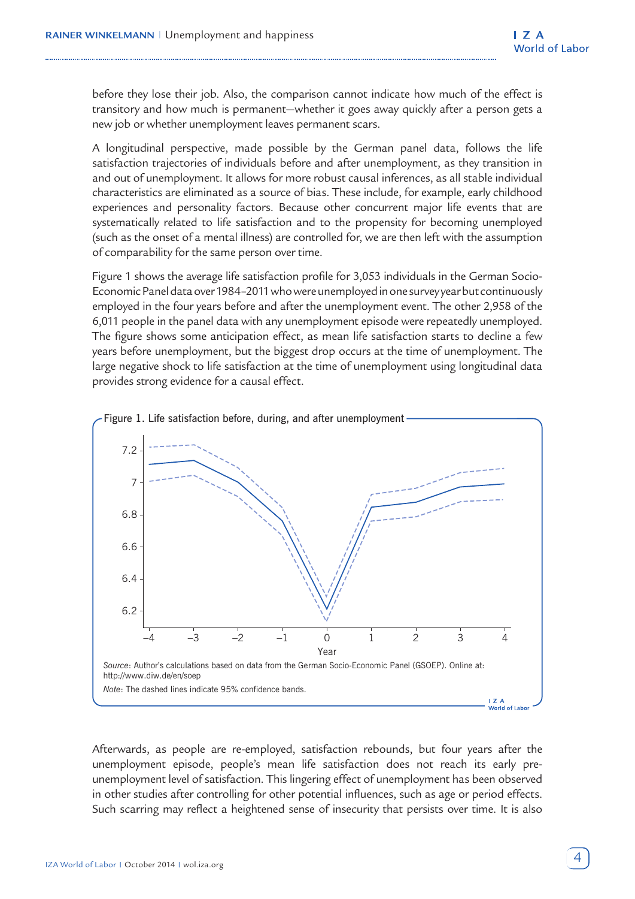before they lose their job. Also, the comparison cannot indicate how much of the effect is transitory and how much is permanent—whether it goes away quickly after a person gets a new job or whether unemployment leaves permanent scars.

A longitudinal perspective, made possible by the German panel data, follows the life satisfaction trajectories of individuals before and after unemployment, as they transition in and out of unemployment. It allows for more robust causal inferences, as all stable individual characteristics are eliminated as a source of bias. These include, for example, early childhood experiences and personality factors. Because other concurrent major life events that are systematically related to life satisfaction and to the propensity for becoming unemployed (such as the onset of a mental illness) are controlled for, we are then left with the assumption of comparability for the same person over time.

Figure 1 shows the average life satisfaction profile for 3,053 individuals in the German Socio-Economic Panel data over 1984–2011 who were unemployed in one survey year but continuously employed in the four years before and after the unemployment event. The other 2,958 of the 6,011 people in the panel data with any unemployment episode were repeatedly unemployed. The figure shows some anticipation effect, as mean life satisfaction starts to decline a few years before unemployment, but the biggest drop occurs at the time of unemployment. The large negative shock to life satisfaction at the time of unemployment using longitudinal data provides strong evidence for a causal effect.

Figure 1. Life satisfaction before, during, and after unemployment

*Source*: Author's calculations based on data from the German Socio-Economic Panel (GSOEP). Online at: http://www.diw.de/en/soep

*Note*: The dashed lines indicate 95% confidence bands.

Afterwards, as people are re-employed, satisfaction rebounds, but four years after the unemployment episode, people's mean life satisfaction does not reach its early pre-unemployment level of satisfaction. This lingering effect of unemployment has been observed in other studies after controlling for other potential influences, such as age or period effects. Such scarring may reflect a heightened sense of insecurity that persists over time. It is also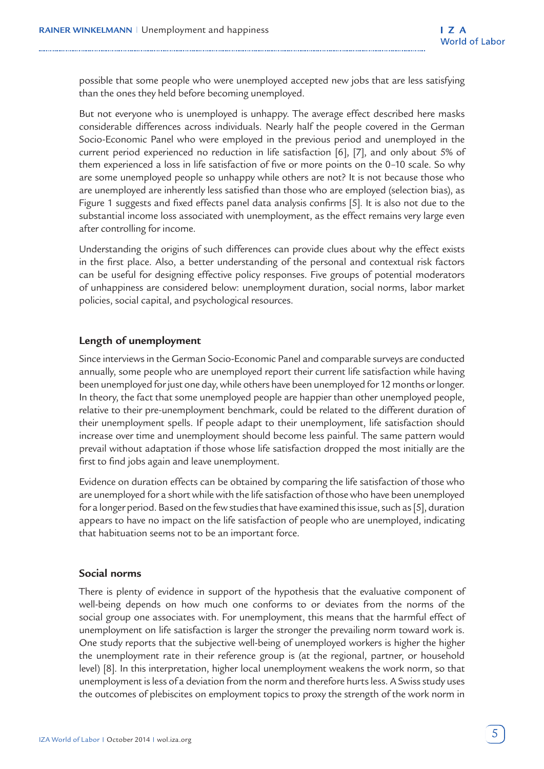possible that some people who were unemployed accepted new jobs that are less satisfying than the ones they held before becoming unemployed.

But not everyone who is unemployed is unhappy. The average effect described here masks considerable differences across individuals. Nearly half the people covered in the German Socio-Economic Panel who were employed in the previous period and unemployed in the current period experienced no reduction in life satisfaction [6], [7], and only about 5% of them experienced a loss in life satisfaction of five or more points on the 0–10 scale. So why are some unemployed people so unhappy while others are not? It is not because those who are unemployed are inherently less satisfied than those who are employed (selection bias), as Figure 1 suggests and fixed effects panel data analysis confirms [5]. It is also not due to the substantial income loss associated with unemployment, as the effect remains very large even after controlling for income.

Understanding the origins of such differences can provide clues about why the effect exists in the first place. Also, a better understanding of the personal and contextual risk factors can be useful for designing effective policy responses. Five groups of potential moderators of unhappiness are considered below: unemployment duration, social norms, labor market policies, social capital, and psychological resources.

### Length of unemployment

Since interviews in the German Socio-Economic Panel and comparable surveys are conducted annually, some people who are unemployed report their current life satisfaction while having been unemployed for just one day, while others have been unemployed for 12 months or longer. In theory, the fact that some unemployed people are happier than other unemployed people, relative to their pre-unemployment benchmark, could be related to the different duration of their unemployment spells. If people adapt to their unemployment, life satisfaction should increase over time and unemployment should become less painful. The same pattern would prevail without adaptation if those whose life satisfaction dropped the most initially are the first to find jobs again and leave unemployment.

Evidence on duration effects can be obtained by comparing the life satisfaction of those who are unemployed for a short while with the life satisfaction of those who have been unemployed for a longer period. Based on the few studies that have examined this issue, such as [5], duration appears to have no impact on the life satisfaction of people who are unemployed, indicating that habituation seems not to be an important force.

### Social norms

There is plenty of evidence in support of the hypothesis that the evaluative component of well-being depends on how much one conforms to or deviates from the norms of the social group one associates with. For unemployment, this means that the harmful effect of unemployment on life satisfaction is larger the stronger the prevailing norm toward work is. One study reports that the subjective well-being of unemployed workers is higher the higher the unemployment rate in their reference group is (at the regional, partner, or household level) [8]. In this interpretation, higher local unemployment weakens the work norm, so that unemployment is less of a deviation from the norm and therefore hurts less. A Swiss study uses the outcomes of plebiscites on employment topics to proxy the strength of the work norm in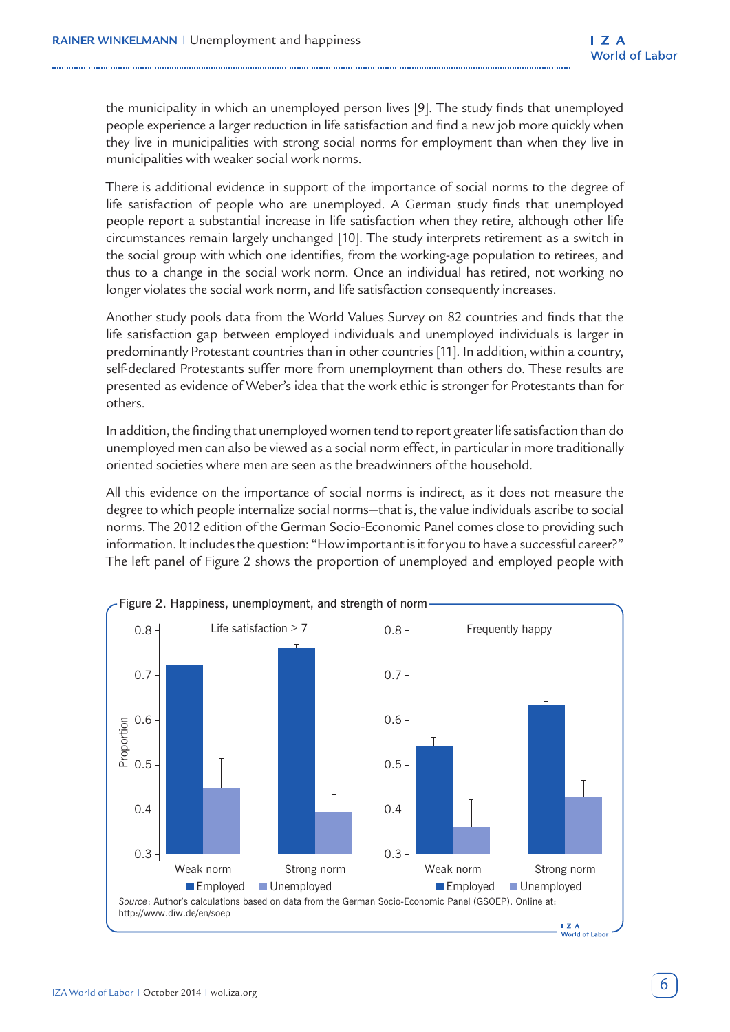the municipality in which an unemployed person lives [9]. The study finds that unemployed people experience a larger reduction in life satisfaction and find a new job more quickly when they live in municipalities with strong social norms for employment than when they live in municipalities with weaker social work norms.

There is additional evidence in support of the importance of social norms to the degree of life satisfaction of people who are unemployed. A German study finds that unemployed people report a substantial increase in life satisfaction when they retire, although other life circumstances remain largely unchanged [10]. The study interprets retirement as a switch in the social group with which one identifies, from the working-age population to retirees, and thus to a change in the social work norm. Once an individual has retired, not working no longer violates the social work norm, and life satisfaction consequently increases.

Another study pools data from the World Values Survey on 82 countries and finds that the life satisfaction gap between employed individuals and unemployed individuals is larger in predominantly Protestant countries than in other countries [11]. In addition, within a country, self-declared Protestants suffer more from unemployment than others do. These results are presented as evidence of Weber's idea that the work ethic is stronger for Protestants than for others.

In addition, the finding that unemployed women tend to report greater life satisfaction than do unemployed men can also be viewed as a social norm effect, in particular in more traditionally oriented societies where men are seen as the breadwinners of the household.

All this evidence on the importance of social norms is indirect, as it does not measure the degree to which people internalize social norms—that is, the value individuals ascribe to social norms. The 2012 edition of the German Socio-Economic Panel comes close to providing such information. It includes the question: "How important is it for you to have a successful career?" The left panel of Figure 2 shows the proportion of unemployed and employed people with

Figure 2. Happiness, unemployment, and strength of norm

*Source*: Author's calculations based on data from the German Socio-Economic Panel (GSOEP). Online at: http://www.diw.de/en/soep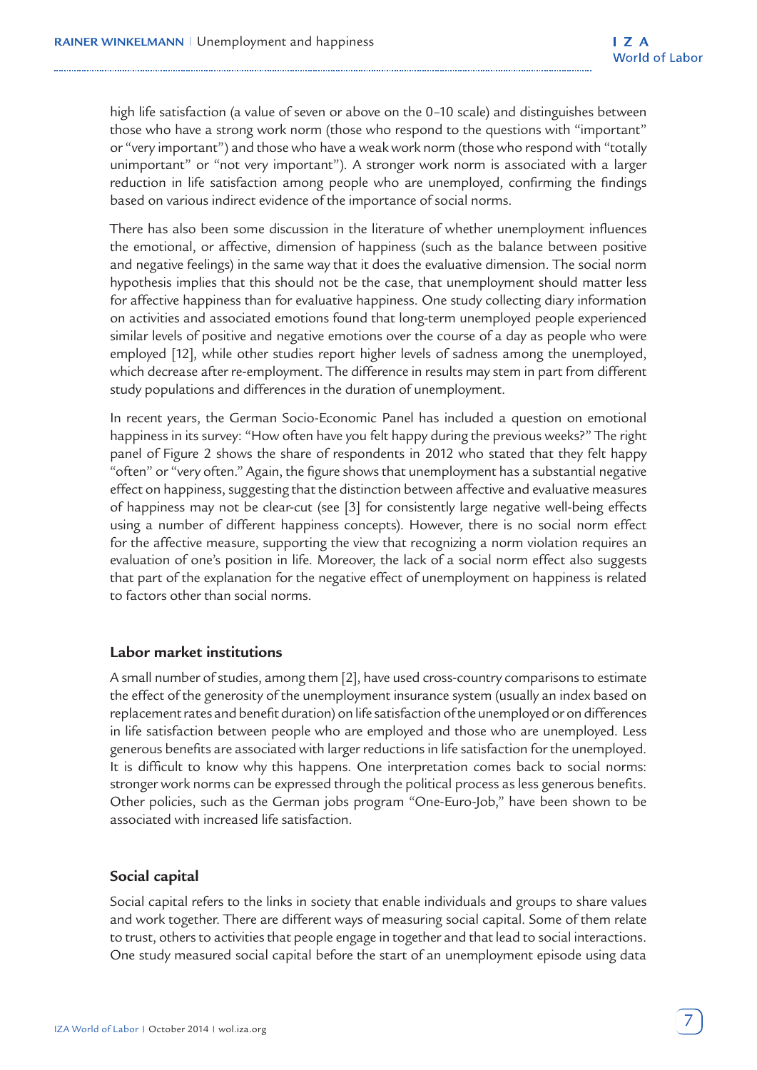high life satisfaction (a value of seven or above on the 0–10 scale) and distinguishes between those who have a strong work norm (those who respond to the questions with "important" or "very important") and those who have a weak work norm (those who respond with "totally unimportant" or "not very important"). A stronger work norm is associated with a larger reduction in life satisfaction among people who are unemployed, confirming the findings based on various indirect evidence of the importance of social norms.

There has also been some discussion in the literature of whether unemployment influences the emotional, or affective, dimension of happiness (such as the balance between positive and negative feelings) in the same way that it does the evaluative dimension. The social norm hypothesis implies that this should not be the case, that unemployment should matter less for affective happiness than for evaluative happiness. One study collecting diary information on activities and associated emotions found that long-term unemployed people experienced similar levels of positive and negative emotions over the course of a day as people who were employed [12], while other studies report higher levels of sadness among the unemployed, which decrease after re-employment. The difference in results may stem in part from different study populations and differences in the duration of unemployment.

In recent years, the German Socio-Economic Panel has included a question on emotional happiness in its survey: "How often have you felt happy during the previous weeks?" The right panel of Figure 2 shows the share of respondents in 2012 who stated that they felt happy "often" or "very often." Again, the figure shows that unemployment has a substantial negative effect on happiness, suggesting that the distinction between affective and evaluative measures of happiness may not be clear-cut (see [3] for consistently large negative well-being effects using a number of different happiness concepts). However, there is no social norm effect for the affective measure, supporting the view that recognizing a norm violation requires an evaluation of one's position in life. Moreover, the lack of a social norm effect also suggests that part of the explanation for the negative effect of unemployment on happiness is related to factors other than social norms.

### Labor market institutions

A small number of studies, among them [2], have used cross-country comparisons to estimate the effect of the generosity of the unemployment insurance system (usually an index based on replacement rates and benefit duration) on life satisfaction of the unemployed or on differences in life satisfaction between people who are employed and those who are unemployed. Less generous benefits are associated with larger reductions in life satisfaction for the unemployed. It is difficult to know why this happens. One interpretation comes back to social norms: stronger work norms can be expressed through the political process as less generous benefits. Other policies, such as the German jobs program "One-Euro-Job," have been shown to be associated with increased life satisfaction.

### Social capital

Social capital refers to the links in society that enable individuals and groups to share values and work together. There are different ways of measuring social capital. Some of them relate to trust, others to activities that people engage in together and that lead to social interactions. One study measured social capital before the start of an unemployment episode using data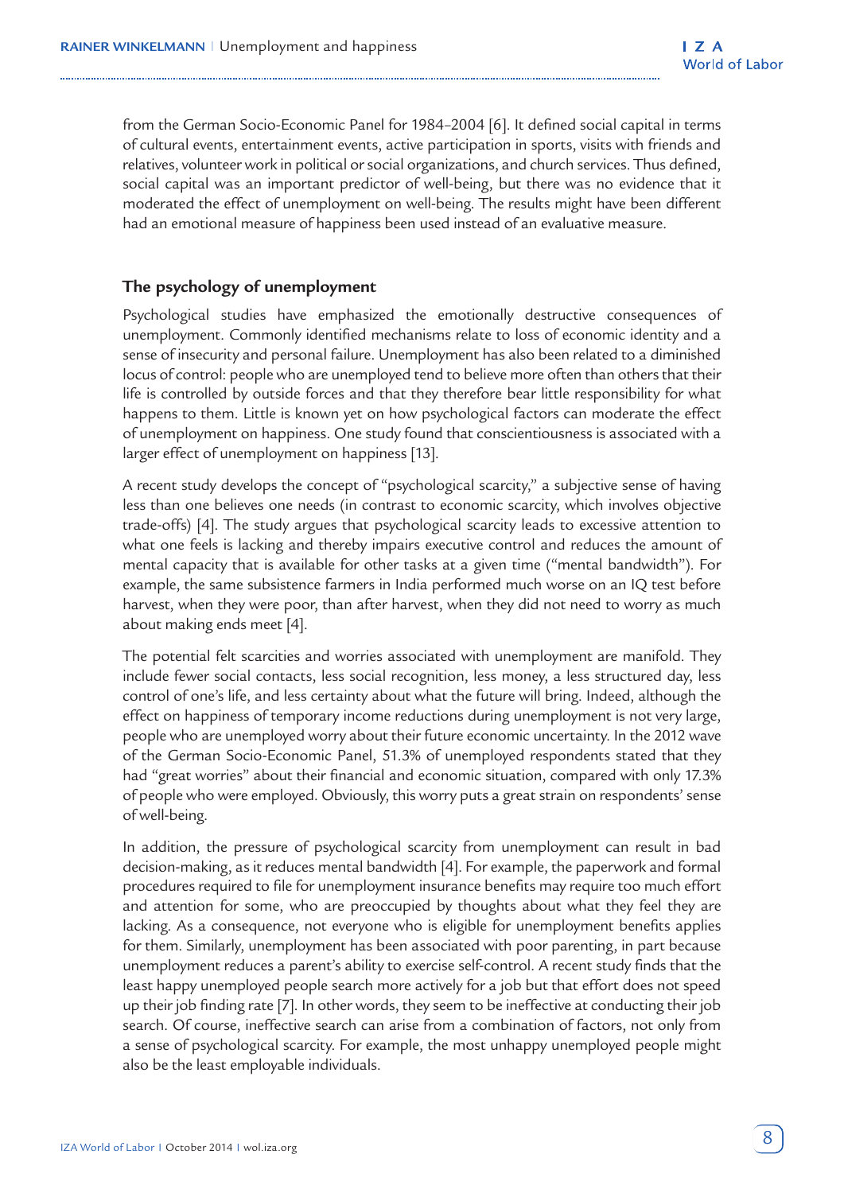from the German Socio-Economic Panel for 1984–2004 [6]. It defined social capital in terms of cultural events, entertainment events, active participation in sports, visits with friends and relatives, volunteer work in political or social organizations, and church services. Thus defined, social capital was an important predictor of well-being, but there was no evidence that it moderated the effect of unemployment on well-being. The results might have been different had an emotional measure of happiness been used instead of an evaluative measure.

### The psychology of unemployment

Psychological studies have emphasized the emotionally destructive consequences of unemployment. Commonly identified mechanisms relate to loss of economic identity and a sense of insecurity and personal failure. Unemployment has also been related to a diminished locus of control: people who are unemployed tend to believe more often than others that their life is controlled by outside forces and that they therefore bear little responsibility for what happens to them. Little is known yet on how psychological factors can moderate the effect of unemployment on happiness. One study found that conscientiousness is associated with a larger effect of unemployment on happiness [13].

A recent study develops the concept of "psychological scarcity," a subjective sense of having less than one believes one needs (in contrast to economic scarcity, which involves objective trade-offs) [4]. The study argues that psychological scarcity leads to excessive attention to what one feels is lacking and thereby impairs executive control and reduces the amount of mental capacity that is available for other tasks at a given time ("mental bandwidth"). For example, the same subsistence farmers in India performed much worse on an IQ test before harvest, when they were poor, than after harvest, when they did not need to worry as much about making ends meet [4].

The potential felt scarcities and worries associated with unemployment are manifold. They include fewer social contacts, less social recognition, less money, a less structured day, less control of one's life, and less certainty about what the future will bring. Indeed, although the effect on happiness of temporary income reductions during unemployment is not very large, people who are unemployed worry about their future economic uncertainty. In the 2012 wave of the German Socio-Economic Panel, 51.3% of unemployed respondents stated that they had "great worries" about their financial and economic situation, compared with only 17.3% of people who were employed. Obviously, this worry puts a great strain on respondents' sense of well-being.

In addition, the pressure of psychological scarcity from unemployment can result in bad decision-making, as it reduces mental bandwidth [4]. For example, the paperwork and formal procedures required to file for unemployment insurance benefits may require too much effort and attention for some, who are preoccupied by thoughts about what they feel they are lacking. As a consequence, not everyone who is eligible for unemployment benefits applies for them. Similarly, unemployment has been associated with poor parenting, in part because unemployment reduces a parent's ability to exercise self-control. A recent study finds that the least happy unemployed people search more actively for a job but that effort does not speed up their job finding rate [7]. In other words, they seem to be ineffective at conducting their job search. Of course, ineffective search can arise from a combination of factors, not only from a sense of psychological scarcity. For example, the most unhappy unemployed people might also be the least employable individuals.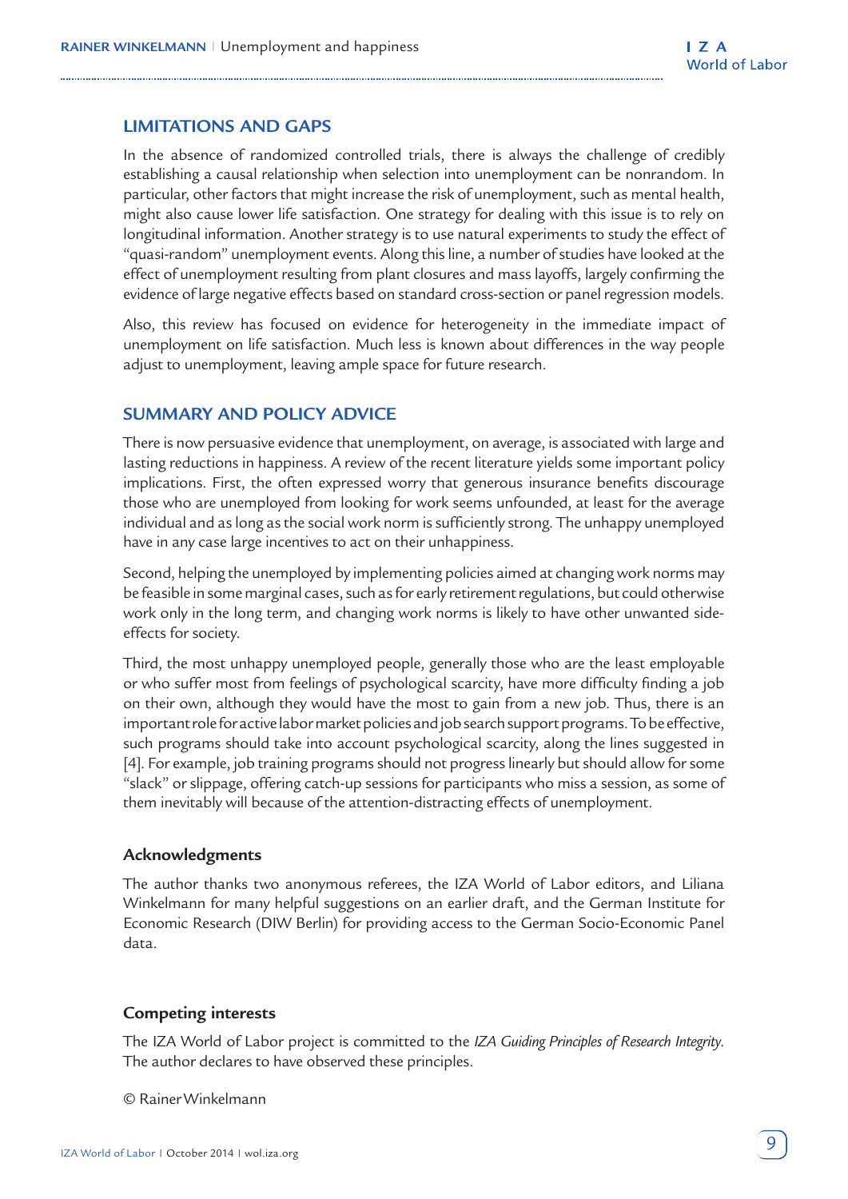## LIMITATIONS AND GAPS

In the absence of randomized controlled trials, there is always the challenge of credibly establishing a causal relationship when selection into unemployment can be nonrandom. In particular, other factors that might increase the risk of unemployment, such as mental health, might also cause lower life satisfaction. One strategy for dealing with this issue is to rely on longitudinal information. Another strategy is to use natural experiments to study the effect of "quasi-random" unemployment events. Along this line, a number of studies have looked at the effect of unemployment resulting from plant closures and mass layoffs, largely confirming the evidence of large negative effects based on standard cross-section or panel regression models.

Also, this review has focused on evidence for heterogeneity in the immediate impact of unemployment on life satisfaction. Much less is known about differences in the way people adjust to unemployment, leaving ample space for future research.

## SUMMARY AND POLICY ADVICE

There is now persuasive evidence that unemployment, on average, is associated with large and lasting reductions in happiness. A review of the recent literature yields some important policy implications. First, the often expressed worry that generous insurance benefits discourage those who are unemployed from looking for work seems unfounded, at least for the average individual and as long as the social work norm is sufficiently strong. The unhappy unemployed have in any case large incentives to act on their unhappiness.

Second, helping the unemployed by implementing policies aimed at changing work norms may be feasible in some marginal cases, such as for early retirement regulations, but could otherwise work only in the long term, and changing work norms is likely to have other unwanted side-effects for society.

Third, the most unhappy unemployed people, generally those who are the least employable or who suffer most from feelings of psychological scarcity, have more difficulty finding a job on their own, although they would have the most to gain from a new job. Thus, there is an important role for active labor market policies and job search support programs. To be effective, such programs should take into account psychological scarcity, along the lines suggested in [4]. For example, job training programs should not progress linearly but should allow for some "slack" or slippage, offering catch-up sessions for participants who miss a session, as some of them inevitably will because of the attention-distracting effects of unemployment.

### Acknowledgments

The author thanks two anonymous referees, the IZA World of Labor editors, and Liliana Winkelmann for many helpful suggestions on an earlier draft, and the German Institute for Economic Research (DIW Berlin) for providing access to the German Socio-Economic Panel data.

### Competing interests

The IZA World of Labor project is committed to the *IZA Guiding Principles of Research Integrity*. The author declares to have observed these principles.

© Rainer Winkelmann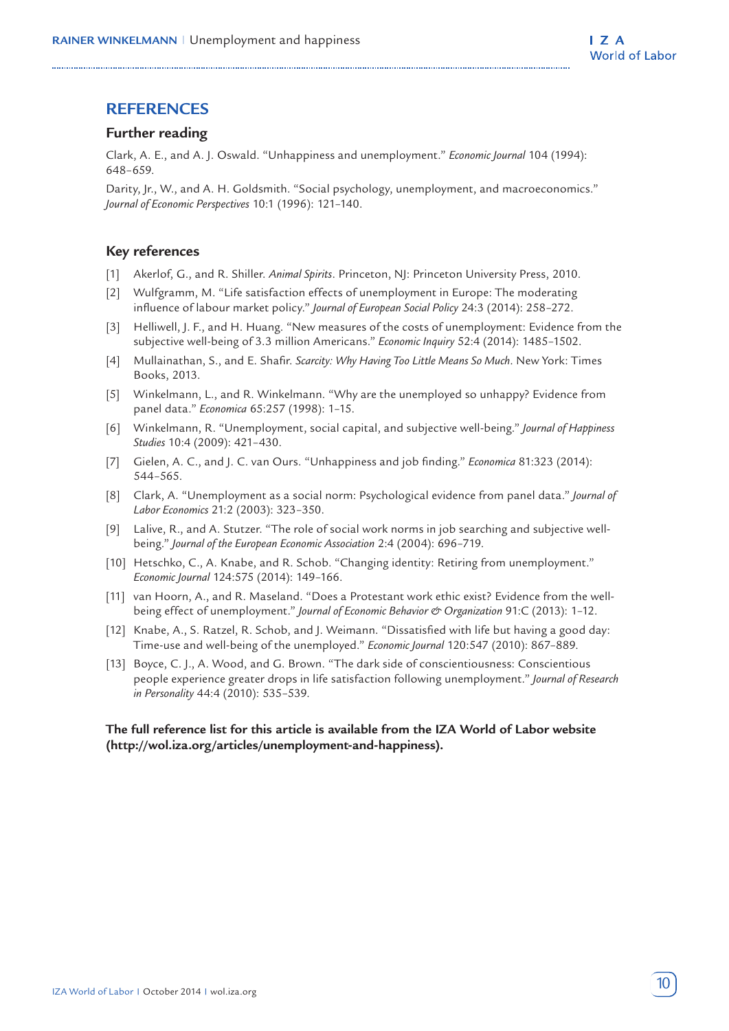## REFERENCES

### Further reading

Clark, A. E., and A. J. Oswald. "Unhappiness and unemployment." *Economic Journal* 104 (1994): 648–659.

Darity, Jr., W., and A. H. Goldsmith. "Social psychology, unemployment, and macroeconomics." *Journal of Economic Perspectives* 10:1 (1996): 121–140.

### Key references

[1] Akerlof, G., and R. Shiller. *Animal Spirits*. Princeton, NJ: Princeton University Press, 2010.

[2] Wulfgramm, M. "Life satisfaction effects of unemployment in Europe: The moderating influence of labour market policy." *Journal of European Social Policy* 24:3 (2014): 258–272.

[3] Helliwell, J. F., and H. Huang. "New measures of the costs of unemployment: Evidence from the subjective well-being of 3.3 million Americans." *Economic Inquiry* 52:4 (2014): 1485–1502.

[4] Mullainathan, S., and E. Shafir. *Scarcity: Why Having Too Little Means So Much*. New York: Times Books, 2013.

[5] Winkelmann, L., and R. Winkelmann. "Why are the unemployed so unhappy? Evidence from panel data." *Economica* 65:257 (1998): 1–15.

[6] Winkelmann, R. "Unemployment, social capital, and subjective well-being." *Journal of Happiness Studies* 10:4 (2009): 421–430.

[7] Gielen, A. C., and J. C. van Ours. "Unhappiness and job finding." *Economica* 81:323 (2014): 544–565.

[8] Clark, A. "Unemployment as a social norm: Psychological evidence from panel data." *Journal of Labor Economics* 21:2 (2003): 323–350.

[9] Lalive, R., and A. Stutzer. "The role of social work norms in job searching and subjective well-being." *Journal of the European Economic Association* 2:4 (2004): 696–719.

[10] Hetschko, C., A. Knabe, and R. Schob. "Changing identity: Retiring from unemployment." *Economic Journal* 124:575 (2014): 149–166.

[11] van Hoorn, A., and R. Maseland. "Does a Protestant work ethic exist? Evidence from the well-being effect of unemployment." *Journal of Economic Behavior & Organization* 91:C (2013): 1–12.

[12] Knabe, A., S. Ratzel, R. Schob, and J. Weimann. "Dissatisfied with life but having a good day: Time-use and well-being of the unemployed." *Economic Journal* 120:547 (2010): 867–889.

[13] Boyce, C. J., A. Wood, and G. Brown. "The dark side of conscientiousness: Conscientious people experience greater drops in life satisfaction following unemployment." *Journal of Research in Personality* 44:4 (2010): 535–539.

**The full reference list for this article is available from the IZA World of Labor website (http://wol.iza.org/articles/unemployment-and-happiness).**